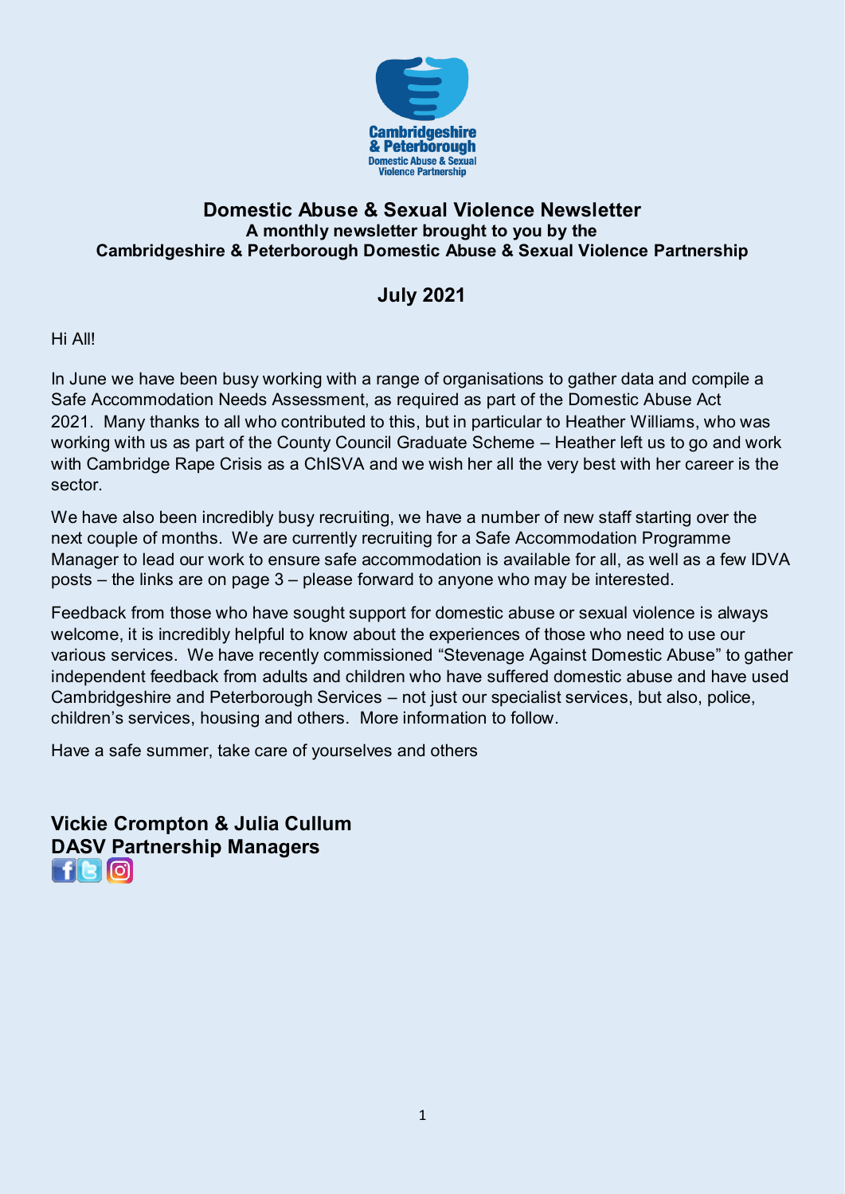# Domestic Abuse & Sexual Violence Newsletter

**A monthly newsletter brought to you by the Cambridgeshire & Peterborough Domestic Abuse & Sexual Violence Partnership**

## July 2021

Hi All!

In June we have been busy working with a range of organisations to gather data and compile a Safe Accommodation Needs Assessment, as required as part of the Domestic Abuse Act 2021. Many thanks to all who contributed to this, but in particular to Heather Williams, who was working with us as part of the County Council Graduate Scheme – Heather left us to go and work with Cambridge Rape Crisis as a ChISVA and we wish her all the very best with her career is the sector.

We have also been incredibly busy recruiting, we have a number of new staff starting over the next couple of months. We are currently recruiting for a Safe Accommodation Programme Manager to lead our work to ensure safe accommodation is available for all, as well as a few IDVA posts – the links are on page 3 – please forward to anyone who may be interested.

Feedback from those who have sought support for domestic abuse or sexual violence is always welcome, it is incredibly helpful to know about the experiences of those who need to use our various services. We have recently commissioned "Stevenage Against Domestic Abuse" to gather independent feedback from adults and children who have suffered domestic abuse and have used Cambridgeshire and Peterborough Services – not just our specialist services, but also, police, children's services, housing and others. More information to follow.

Have a safe summer, take care of yourselves and others

**Vickie Crompton & Julia Cullum**
**DASV Partnership Managers**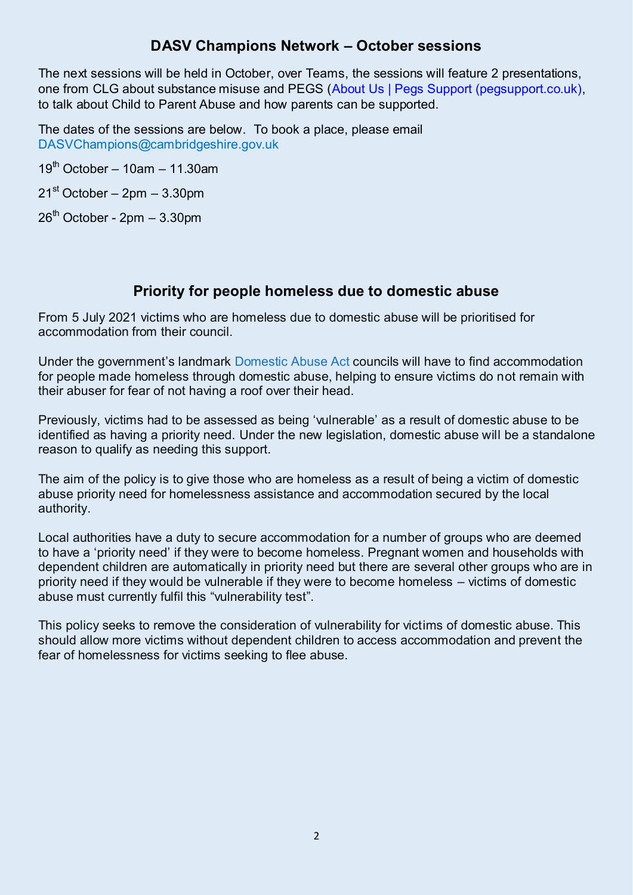## DASV Champions Network – October sessions

The next sessions will be held in October, over Teams, the sessions will feature 2 presentations, one from CLG about substance misuse and PEGS (About Us | Pegs Support (pegsupport.co.uk), to talk about Child to Parent Abuse and how parents can be supported.

The dates of the sessions are below. To book a place, please email DASVChampions@cambridgeshire.gov.uk

19th October – 10am – 11.30am

21st October – 2pm – 3.30pm

26th October - 2pm – 3.30pm

## Priority for people homeless due to domestic abuse

From 5 July 2021 victims who are homeless due to domestic abuse will be prioritised for accommodation from their council.

Under the government's landmark Domestic Abuse Act councils will have to find accommodation for people made homeless through domestic abuse, helping to ensure victims do not remain with their abuser for fear of not having a roof over their head.

Previously, victims had to be assessed as being 'vulnerable' as a result of domestic abuse to be identified as having a priority need. Under the new legislation, domestic abuse will be a standalone reason to qualify as needing this support.

The aim of the policy is to give those who are homeless as a result of being a victim of domestic abuse priority need for homelessness assistance and accommodation secured by the local authority.

Local authorities have a duty to secure accommodation for a number of groups who are deemed to have a 'priority need' if they were to become homeless. Pregnant women and households with dependent children are automatically in priority need but there are several other groups who are in priority need if they would be vulnerable if they were to become homeless – victims of domestic abuse must currently fulfil this "vulnerability test".

This policy seeks to remove the consideration of vulnerability for victims of domestic abuse. This should allow more victims without dependent children to access accommodation and prevent the fear of homelessness for victims seeking to flee abuse.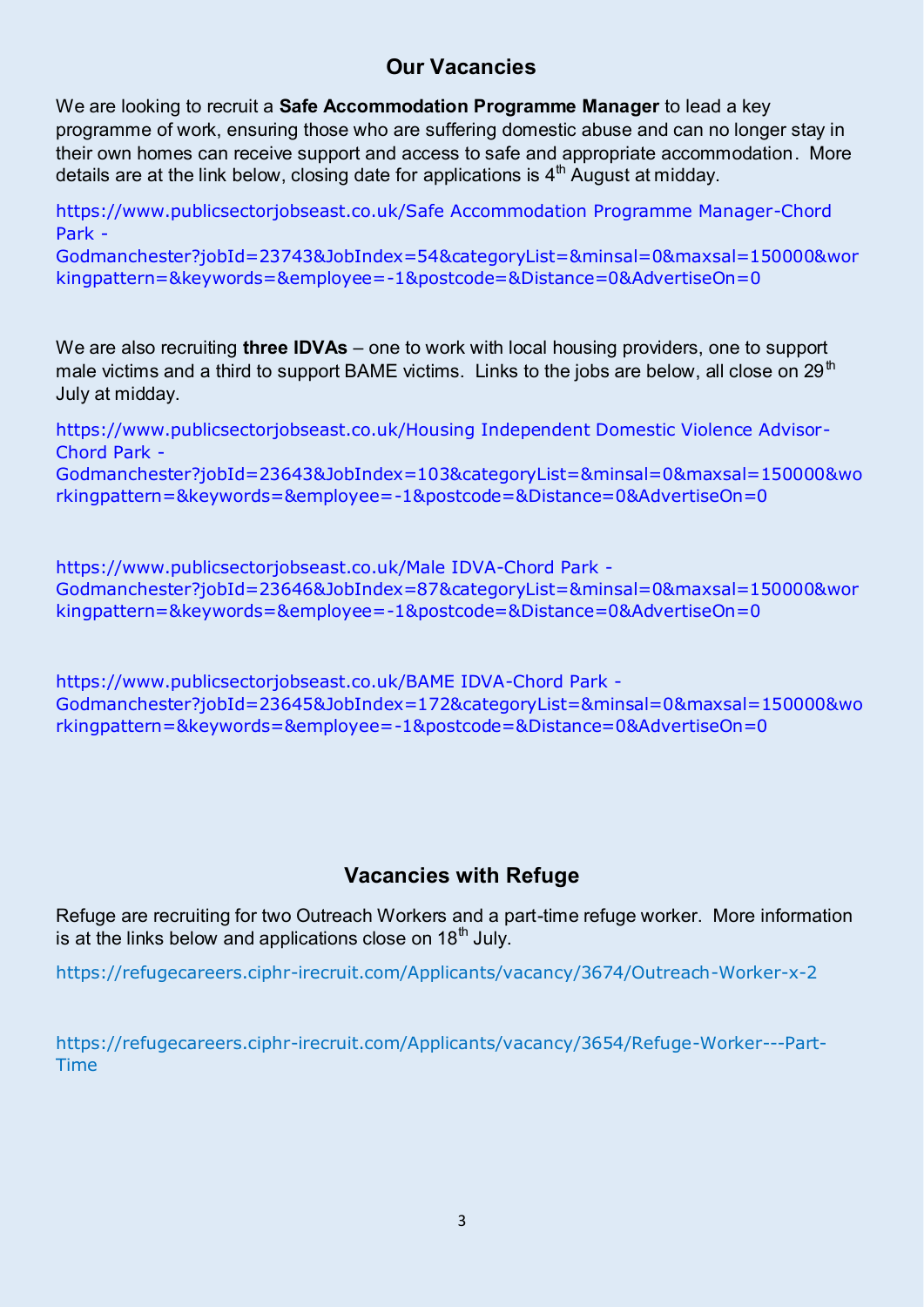## Our Vacancies

We are looking to recruit a **Safe Accommodation Programme Manager** to lead a key programme of work, ensuring those who are suffering domestic abuse and can no longer stay in their own homes can receive support and access to safe and appropriate accommodation. More details are at the link below, closing date for applications is 4th August at midday.

https://www.publicsectorjobseast.co.uk/Safe Accommodation Programme Manager-Chord Park - Godmanchester?jobId=23743&JobIndex=54&categoryList=&minsal=0&maxsal=150000&workingpattern=&keywords=&employee=-1&postcode=&Distance=0&AdvertiseOn=0

We are also recruiting **three IDVAs** – one to work with local housing providers, one to support male victims and a third to support BAME victims. Links to the jobs are below, all close on 29th July at midday.

https://www.publicsectorjobseast.co.uk/Housing Independent Domestic Violence Advisor-Chord Park - Godmanchester?jobId=23643&JobIndex=103&categoryList=&minsal=0&maxsal=150000&workingpattern=&keywords=&employee=-1&postcode=&Distance=0&AdvertiseOn=0

https://www.publicsectorjobseast.co.uk/Male IDVA-Chord Park - Godmanchester?jobId=23646&JobIndex=87&categoryList=&minsal=0&maxsal=150000&workingpattern=&keywords=&employee=-1&postcode=&Distance=0&AdvertiseOn=0

https://www.publicsectorjobseast.co.uk/BAME IDVA-Chord Park - Godmanchester?jobId=23645&JobIndex=172&categoryList=&minsal=0&maxsal=150000&workingpattern=&keywords=&employee=-1&postcode=&Distance=0&AdvertiseOn=0

## Vacancies with Refuge

Refuge are recruiting for two Outreach Workers and a part-time refuge worker. More information is at the links below and applications close on 18th July.

https://refugecareers.ciphr-irecruit.com/Applicants/vacancy/3674/Outreach-Worker-x-2

https://refugecareers.ciphr-irecruit.com/Applicants/vacancy/3654/Refuge-Worker---Part-Time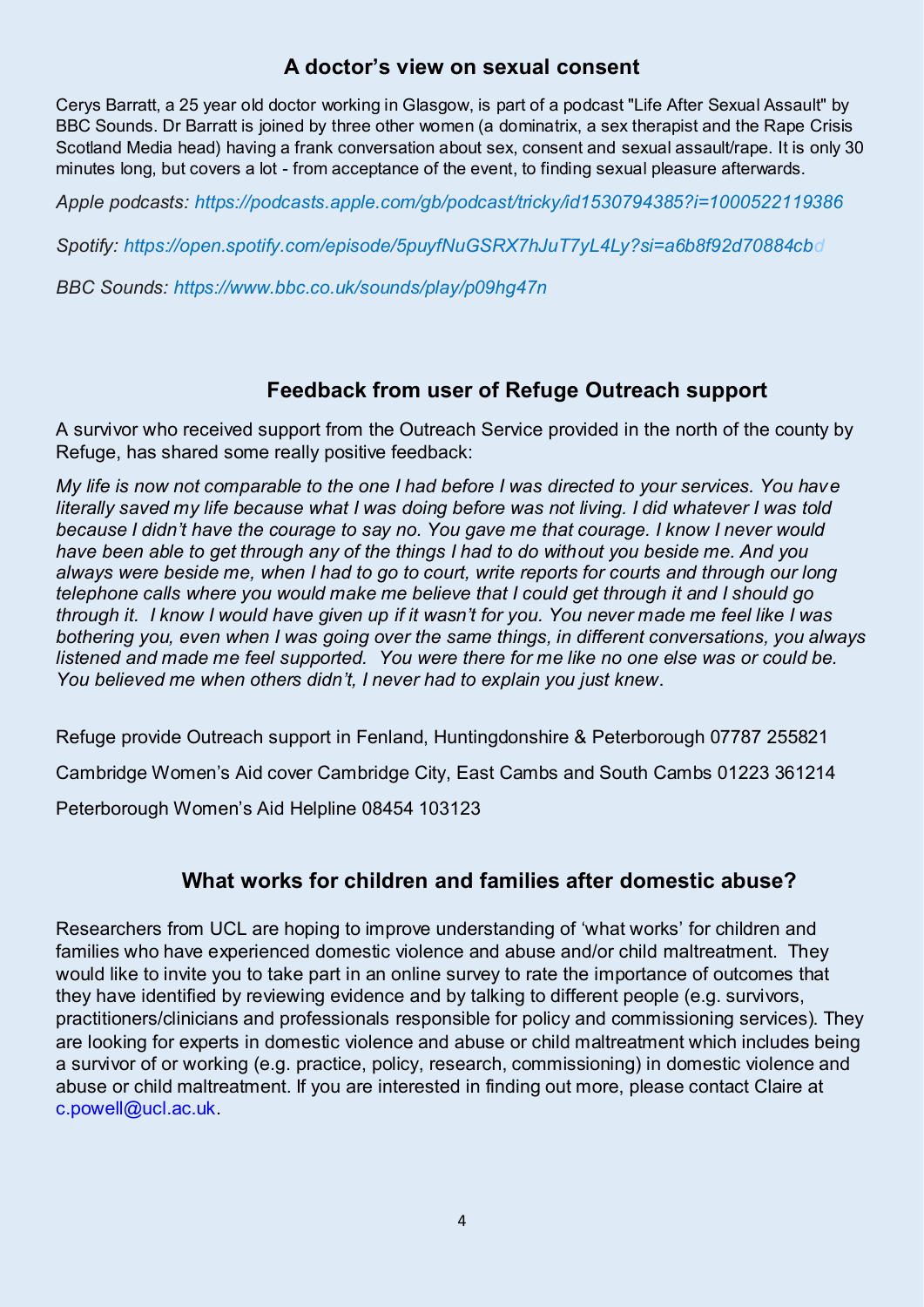## A doctor's view on sexual consent

Cerys Barratt, a 25 year old doctor working in Glasgow, is part of a podcast "Life After Sexual Assault" by BBC Sounds. Dr Barratt is joined by three other women (a dominatrix, a sex therapist and the Rape Crisis Scotland Media head) having a frank conversation about sex, consent and sexual assault/rape. It is only 30 minutes long, but covers a lot - from acceptance of the event, to finding sexual pleasure afterwards.

*Apple podcasts: https://podcasts.apple.com/gb/podcast/tricky/id1530794385?i=1000522119386*

*Spotify: https://open.spotify.com/episode/5puyfNuGSRX7hJuT7yL4Ly?si=a6b8f92d70884cbd*

*BBC Sounds: https://www.bbc.co.uk/sounds/play/p09hg47n*

## Feedback from user of Refuge Outreach support

A survivor who received support from the Outreach Service provided in the north of the county by Refuge, has shared some really positive feedback:

*My life is now not comparable to the one I had before I was directed to your services. You have literally saved my life because what I was doing before was not living. I did whatever I was told because I didn't have the courage to say no. You gave me that courage. I know I never would have been able to get through any of the things I had to do without you beside me. And you always were beside me, when I had to go to court, write reports for courts and through our long telephone calls where you would make me believe that I could get through it and I should go through it. I know I would have given up if it wasn't for you. You never made me feel like I was bothering you, even when I was going over the same things, in different conversations, you always listened and made me feel supported. You were there for me like no one else was or could be. You believed me when others didn't, I never had to explain you just knew.*

Refuge provide Outreach support in Fenland, Huntingdonshire & Peterborough 07787 255821

Cambridge Women's Aid cover Cambridge City, East Cambs and South Cambs 01223 361214

Peterborough Women's Aid Helpline 08454 103123

## What works for children and families after domestic abuse?

Researchers from UCL are hoping to improve understanding of 'what works' for children and families who have experienced domestic violence and abuse and/or child maltreatment. They would like to invite you to take part in an online survey to rate the importance of outcomes that they have identified by reviewing evidence and by talking to different people (e.g. survivors, practitioners/clinicians and professionals responsible for policy and commissioning services). They are looking for experts in domestic violence and abuse or child maltreatment which includes being a survivor of or working (e.g. practice, policy, research, commissioning) in domestic violence and abuse or child maltreatment. If you are interested in finding out more, please contact Claire at c.powell@ucl.ac.uk.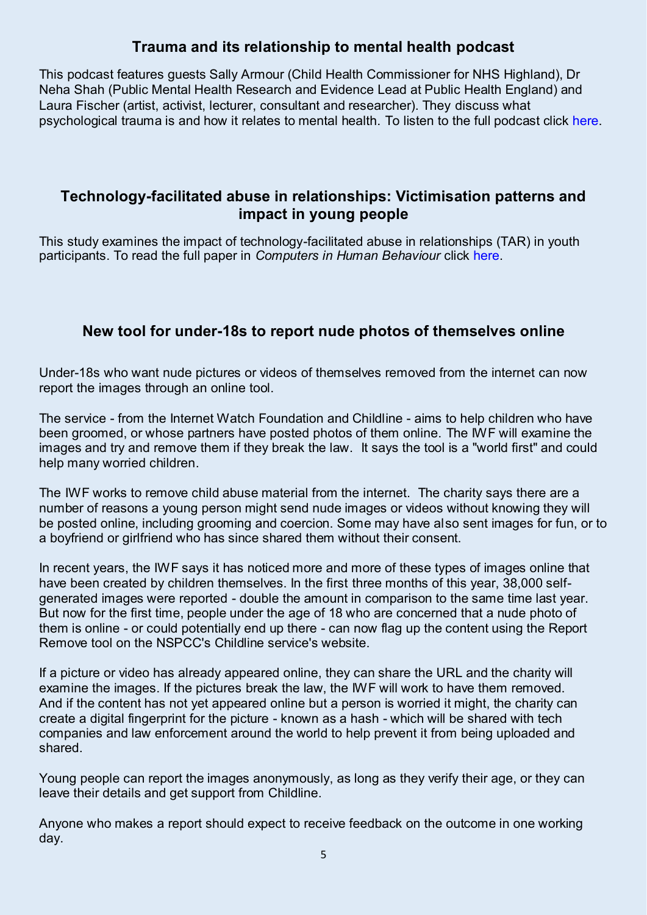## Trauma and its relationship to mental health podcast

This podcast features guests Sally Armour (Child Health Commissioner for NHS Highland), Dr Neha Shah (Public Mental Health Research and Evidence Lead at Public Health England) and Laura Fischer (artist, activist, lecturer, consultant and researcher). They discuss what psychological trauma is and how it relates to mental health. To listen to the full podcast click here.

## Technology-facilitated abuse in relationships: Victimisation patterns and impact in young people

This study examines the impact of technology-facilitated abuse in relationships (TAR) in youth participants. To read the full paper in *Computers in Human Behaviour* click here.

## New tool for under-18s to report nude photos of themselves online

Under-18s who want nude pictures or videos of themselves removed from the internet can now report the images through an online tool.

The service - from the Internet Watch Foundation and Childline - aims to help children who have been groomed, or whose partners have posted photos of them online. The IWF will examine the images and try and remove them if they break the law. It says the tool is a "world first" and could help many worried children.

The IWF works to remove child abuse material from the internet. The charity says there are a number of reasons a young person might send nude images or videos without knowing they will be posted online, including grooming and coercion. Some may have also sent images for fun, or to a boyfriend or girlfriend who has since shared them without their consent.

In recent years, the IWF says it has noticed more and more of these types of images online that have been created by children themselves. In the first three months of this year, 38,000 self-generated images were reported - double the amount in comparison to the same time last year. But now for the first time, people under the age of 18 who are concerned that a nude photo of them is online - or could potentially end up there - can now flag up the content using the Report Remove tool on the NSPCC's Childline service's website.

If a picture or video has already appeared online, they can share the URL and the charity will examine the images. If the pictures break the law, the IWF will work to have them removed. And if the content has not yet appeared online but a person is worried it might, the charity can create a digital fingerprint for the picture - known as a hash - which will be shared with tech companies and law enforcement around the world to help prevent it from being uploaded and shared.

Young people can report the images anonymously, as long as they verify their age, or they can leave their details and get support from Childline.

Anyone who makes a report should expect to receive feedback on the outcome in one working day.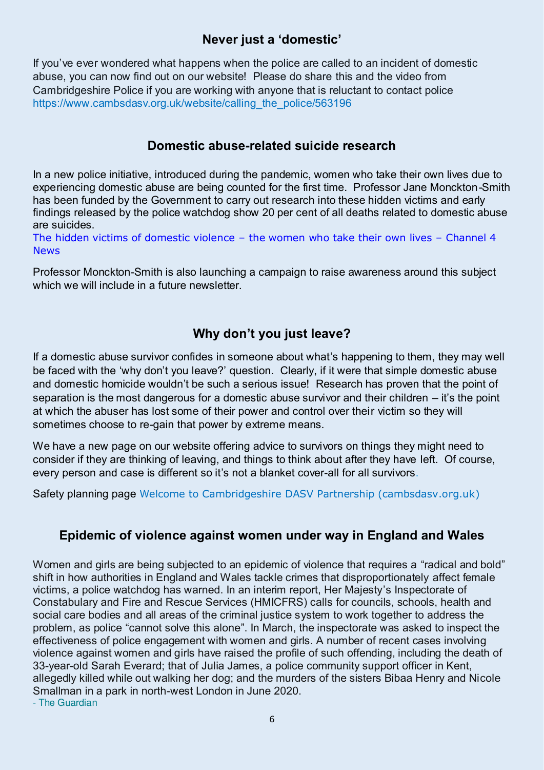## Never just a 'domestic'

If you've ever wondered what happens when the police are called to an incident of domestic abuse, you can now find out on our website! Please do share this and the video from Cambridgeshire Police if you are working with anyone that is reluctant to contact police https://www.cambsdasv.org.uk/website/calling_the_police/563196

## Domestic abuse-related suicide research

In a new police initiative, introduced during the pandemic, women who take their own lives due to experiencing domestic abuse are being counted for the first time. Professor Jane Monckton-Smith has been funded by the Government to carry out research into these hidden victims and early findings released by the police watchdog show 20 per cent of all deaths related to domestic abuse are suicides.

The hidden victims of domestic violence – the women who take their own lives – Channel 4 News

Professor Monckton-Smith is also launching a campaign to raise awareness around this subject which we will include in a future newsletter.

## Why don't you just leave?

If a domestic abuse survivor confides in someone about what's happening to them, they may well be faced with the 'why don't you leave?' question. Clearly, if it were that simple domestic abuse and domestic homicide wouldn't be such a serious issue! Research has proven that the point of separation is the most dangerous for a domestic abuse survivor and their children – it's the point at which the abuser has lost some of their power and control over their victim so they will sometimes choose to re-gain that power by extreme means.

We have a new page on our website offering advice to survivors on things they might need to consider if they are thinking of leaving, and things to think about after they have left. Of course, every person and case is different so it's not a blanket cover-all for all survivors.

Safety planning page Welcome to Cambridgeshire DASV Partnership (cambsdasv.org.uk)

## Epidemic of violence against women under way in England and Wales

Women and girls are being subjected to an epidemic of violence that requires a "radical and bold" shift in how authorities in England and Wales tackle crimes that disproportionately affect female victims, a police watchdog has warned. In an interim report, Her Majesty's Inspectorate of Constabulary and Fire and Rescue Services (HMICFRS) calls for councils, schools, health and social care bodies and all areas of the criminal justice system to work together to address the problem, as police "cannot solve this alone". In March, the inspectorate was asked to inspect the effectiveness of police engagement with women and girls. A number of recent cases involving violence against women and girls have raised the profile of such offending, including the death of 33-year-old Sarah Everard; that of Julia James, a police community support officer in Kent, allegedly killed while out walking her dog; and the murders of the sisters Bibaa Henry and Nicole Smallman in a park in north-west London in June 2020.
- The Guardian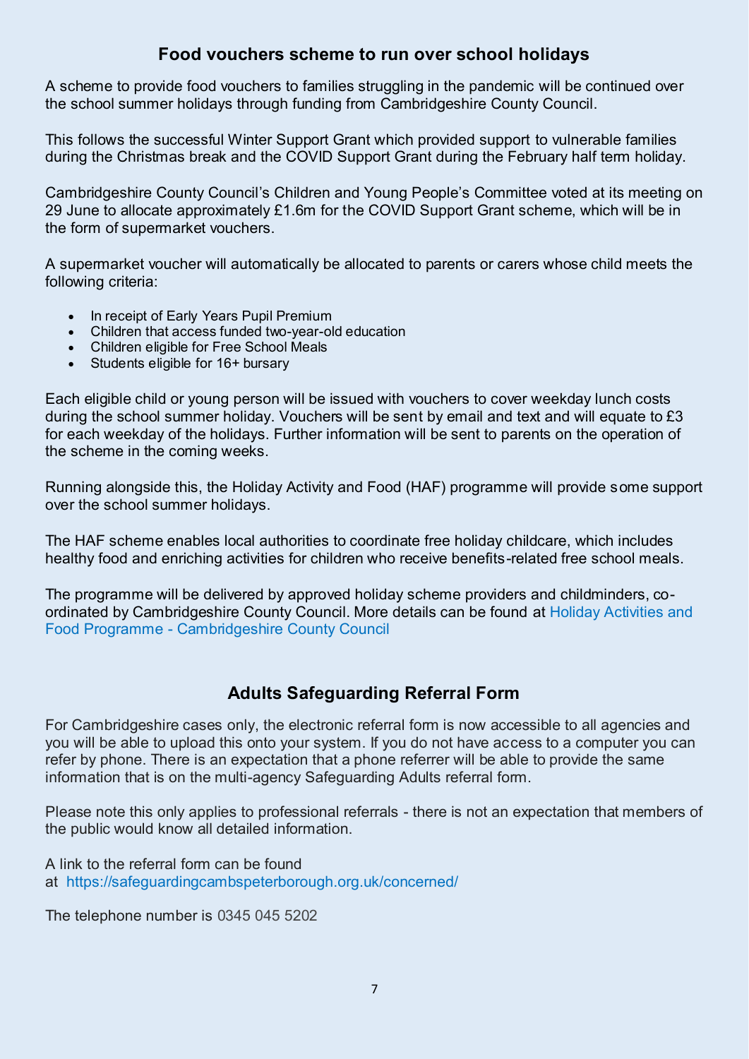## Food vouchers scheme to run over school holidays

A scheme to provide food vouchers to families struggling in the pandemic will be continued over the school summer holidays through funding from Cambridgeshire County Council.

This follows the successful Winter Support Grant which provided support to vulnerable families during the Christmas break and the COVID Support Grant during the February half term holiday.

Cambridgeshire County Council's Children and Young People's Committee voted at its meeting on 29 June to allocate approximately £1.6m for the COVID Support Grant scheme, which will be in the form of supermarket vouchers.

A supermarket voucher will automatically be allocated to parents or carers whose child meets the following criteria:

- In receipt of Early Years Pupil Premium
- Children that access funded two-year-old education
- Children eligible for Free School Meals
- Students eligible for 16+ bursary

Each eligible child or young person will be issued with vouchers to cover weekday lunch costs during the school summer holiday. Vouchers will be sent by email and text and will equate to £3 for each weekday of the holidays. Further information will be sent to parents on the operation of the scheme in the coming weeks.

Running alongside this, the Holiday Activity and Food (HAF) programme will provide some support over the school summer holidays.

The HAF scheme enables local authorities to coordinate free holiday childcare, which includes healthy food and enriching activities for children who receive benefits-related free school meals.

The programme will be delivered by approved holiday scheme providers and childminders, co-ordinated by Cambridgeshire County Council. More details can be found at Holiday Activities and Food Programme - Cambridgeshire County Council

## Adults Safeguarding Referral Form

For Cambridgeshire cases only, the electronic referral form is now accessible to all agencies and you will be able to upload this onto your system. If you do not have access to a computer you can refer by phone. There is an expectation that a phone referrer will be able to provide the same information that is on the multi-agency Safeguarding Adults referral form.

Please note this only applies to professional referrals - there is not an expectation that members of the public would know all detailed information.

A link to the referral form can be found at https://safeguardingcambspeterborough.org.uk/concerned/

The telephone number is 0345 045 5202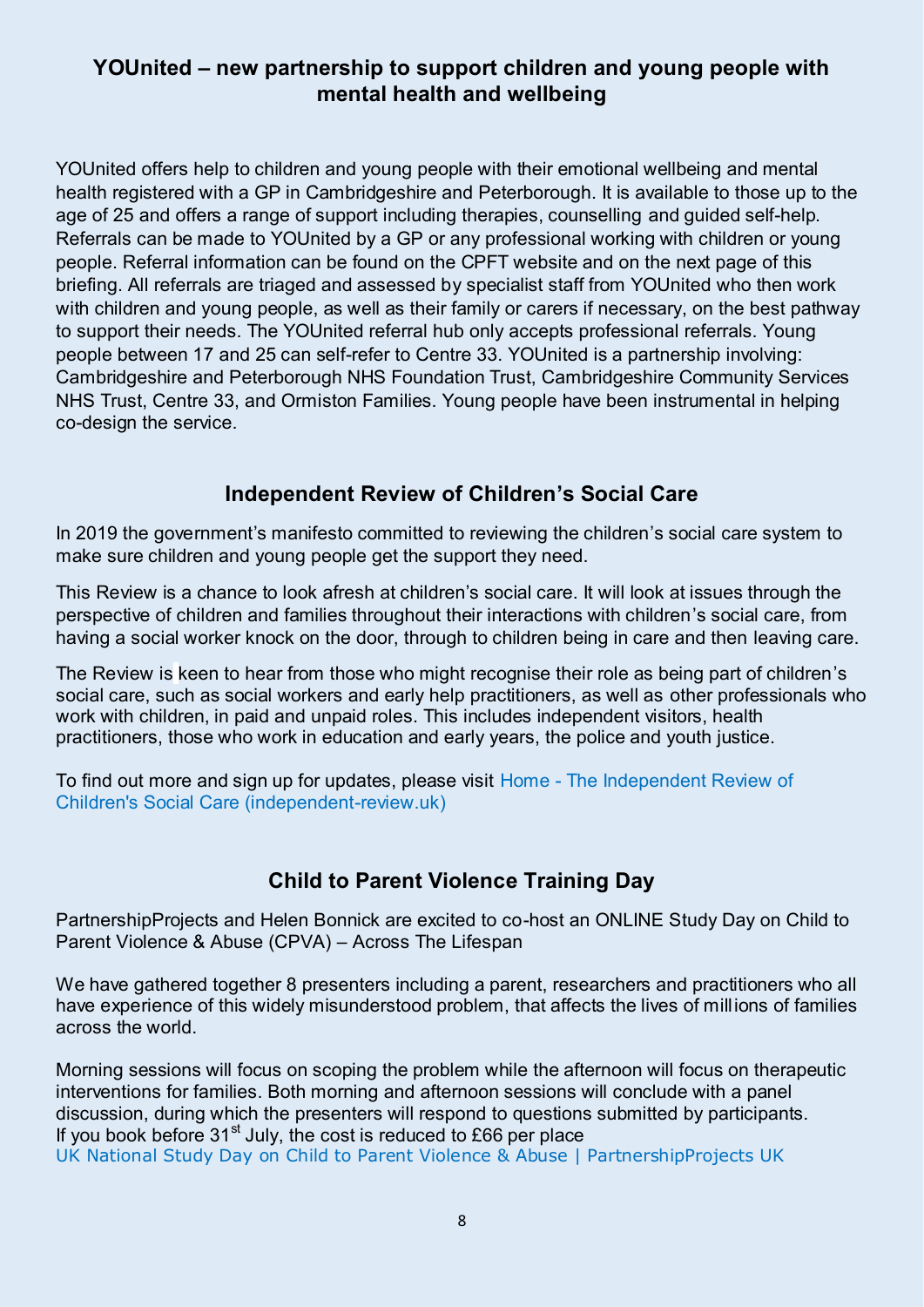## YOUnited – new partnership to support children and young people with mental health and wellbeing

YOUnited offers help to children and young people with their emotional wellbeing and mental health registered with a GP in Cambridgeshire and Peterborough. It is available to those up to the age of 25 and offers a range of support including therapies, counselling and guided self-help. Referrals can be made to YOUnited by a GP or any professional working with children or young people. Referral information can be found on the CPFT website and on the next page of this briefing. All referrals are triaged and assessed by specialist staff from YOUnited who then work with children and young people, as well as their family or carers if necessary, on the best pathway to support their needs. The YOUnited referral hub only accepts professional referrals. Young people between 17 and 25 can self-refer to Centre 33. YOUnited is a partnership involving: Cambridgeshire and Peterborough NHS Foundation Trust, Cambridgeshire Community Services NHS Trust, Centre 33, and Ormiston Families. Young people have been instrumental in helping co-design the service.

## Independent Review of Children's Social Care

In 2019 the government's manifesto committed to reviewing the children's social care system to make sure children and young people get the support they need.

This Review is a chance to look afresh at children's social care. It will look at issues through the perspective of children and families throughout their interactions with children's social care, from having a social worker knock on the door, through to children being in care and then leaving care.

The Review is keen to hear from those who might recognise their role as being part of children's social care, such as social workers and early help practitioners, as well as other professionals who work with children, in paid and unpaid roles. This includes independent visitors, health practitioners, those who work in education and early years, the police and youth justice.

To find out more and sign up for updates, please visit Home - The Independent Review of Children's Social Care (independent-review.uk)

## Child to Parent Violence Training Day

PartnershipProjects and Helen Bonnick are excited to co-host an ONLINE Study Day on Child to Parent Violence & Abuse (CPVA) – Across The Lifespan

We have gathered together 8 presenters including a parent, researchers and practitioners who all have experience of this widely misunderstood problem, that affects the lives of millions of families across the world.

Morning sessions will focus on scoping the problem while the afternoon will focus on therapeutic interventions for families. Both morning and afternoon sessions will conclude with a panel discussion, during which the presenters will respond to questions submitted by participants.
If you book before 31st July, the cost is reduced to £66 per place
UK National Study Day on Child to Parent Violence & Abuse | PartnershipProjects UK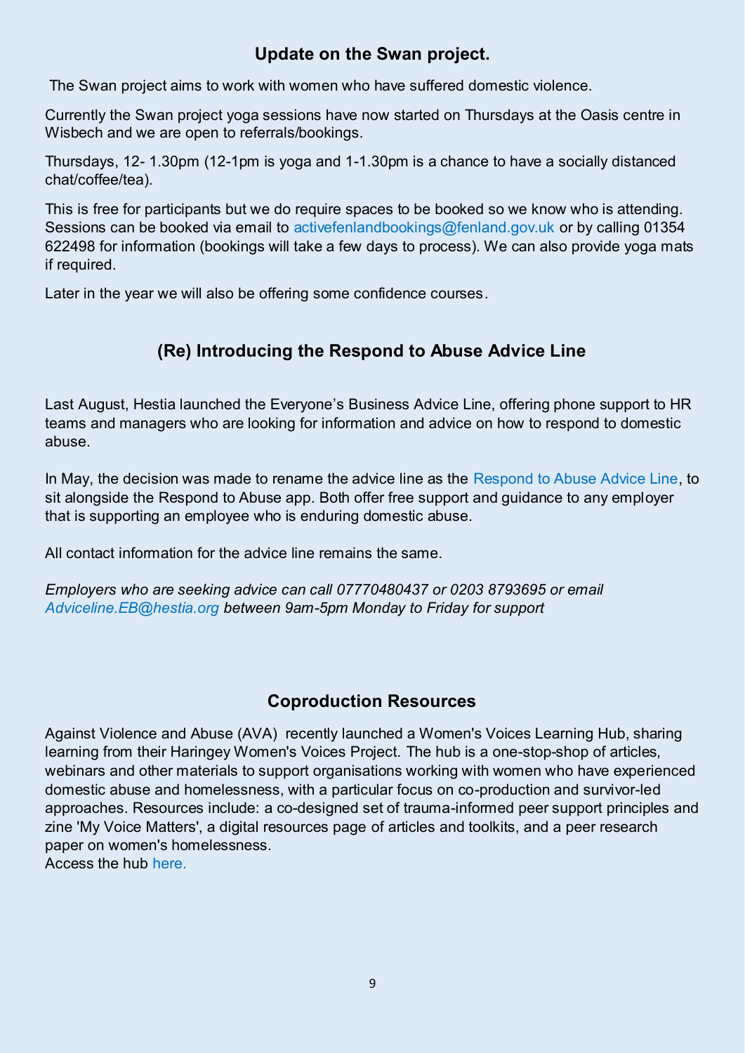## Update on the Swan project.

The Swan project aims to work with women who have suffered domestic violence.

Currently the Swan project yoga sessions have now started on Thursdays at the Oasis centre in Wisbech and we are open to referrals/bookings.

Thursdays, 12- 1.30pm (12-1pm is yoga and 1-1.30pm is a chance to have a socially distanced chat/coffee/tea).

This is free for participants but we do require spaces to be booked so we know who is attending. Sessions can be booked via email to activefenlandbookings@fenland.gov.uk or by calling 01354 622498 for information (bookings will take a few days to process). We can also provide yoga mats if required.

Later in the year we will also be offering some confidence courses.

## (Re) Introducing the Respond to Abuse Advice Line

Last August, Hestia launched the Everyone's Business Advice Line, offering phone support to HR teams and managers who are looking for information and advice on how to respond to domestic abuse.

In May, the decision was made to rename the advice line as the Respond to Abuse Advice Line, to sit alongside the Respond to Abuse app. Both offer free support and guidance to any employer that is supporting an employee who is enduring domestic abuse.

All contact information for the advice line remains the same.

*Employers who are seeking advice can call 07770480437 or 0203 8793695 or email Adviceline.EB@hestia.org between 9am-5pm Monday to Friday for support*

## Coproduction Resources

Against Violence and Abuse (AVA) recently launched a Women's Voices Learning Hub, sharing learning from their Haringey Women's Voices Project. The hub is a one-stop-shop of articles, webinars and other materials to support organisations working with women who have experienced domestic abuse and homelessness, with a particular focus on co-production and survivor-led approaches. Resources include: a co-designed set of trauma-informed peer support principles and zine 'My Voice Matters', a digital resources page of articles and toolkits, and a peer research paper on women's homelessness.
Access the hub here.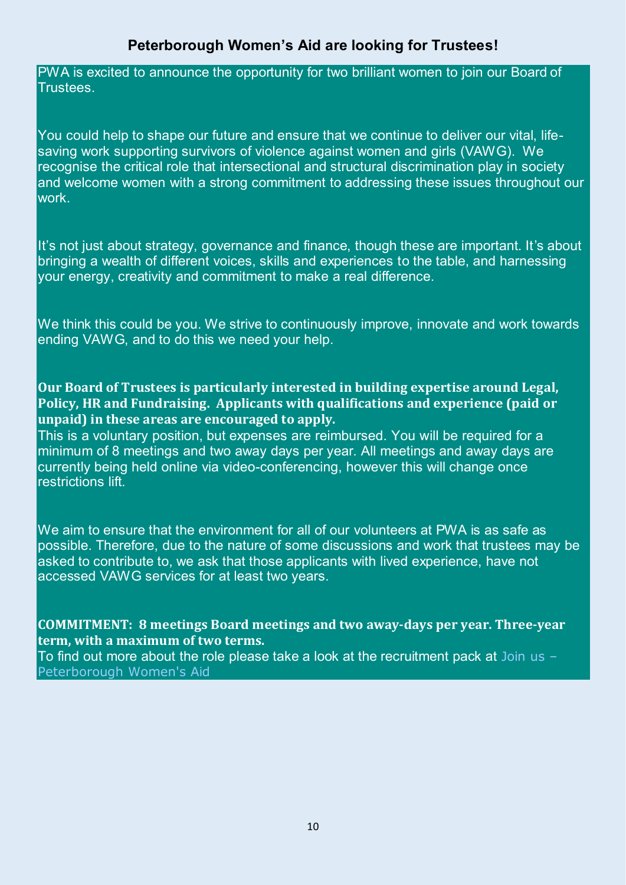## Peterborough Women's Aid are looking for Trustees!

PWA is excited to announce the opportunity for two brilliant women to join our Board of Trustees.

You could help to shape our future and ensure that we continue to deliver our vital, life-saving work supporting survivors of violence against women and girls (VAWG). We recognise the critical role that intersectional and structural discrimination play in society and welcome women with a strong commitment to addressing these issues throughout our work.

It's not just about strategy, governance and finance, though these are important. It's about bringing a wealth of different voices, skills and experiences to the table, and harnessing your energy, creativity and commitment to make a real difference.

We think this could be you. We strive to continuously improve, innovate and work towards ending VAWG, and to do this we need your help.

**Our Board of Trustees is particularly interested in building expertise around Legal, Policy, HR and Fundraising. Applicants with qualifications and experience (paid or unpaid) in these areas are encouraged to apply.**

This is a voluntary position, but expenses are reimbursed. You will be required for a minimum of 8 meetings and two away days per year. All meetings and away days are currently being held online via video-conferencing, however this will change once restrictions lift.

We aim to ensure that the environment for all of our volunteers at PWA is as safe as possible. Therefore, due to the nature of some discussions and work that trustees may be asked to contribute to, we ask that those applicants with lived experience, have not accessed VAWG services for at least two years.

**COMMITMENT: 8 meetings Board meetings and two away-days per year. Three-year term, with a maximum of two terms.**

To find out more about the role please take a look at the recruitment pack at Join us – Peterborough Women's Aid